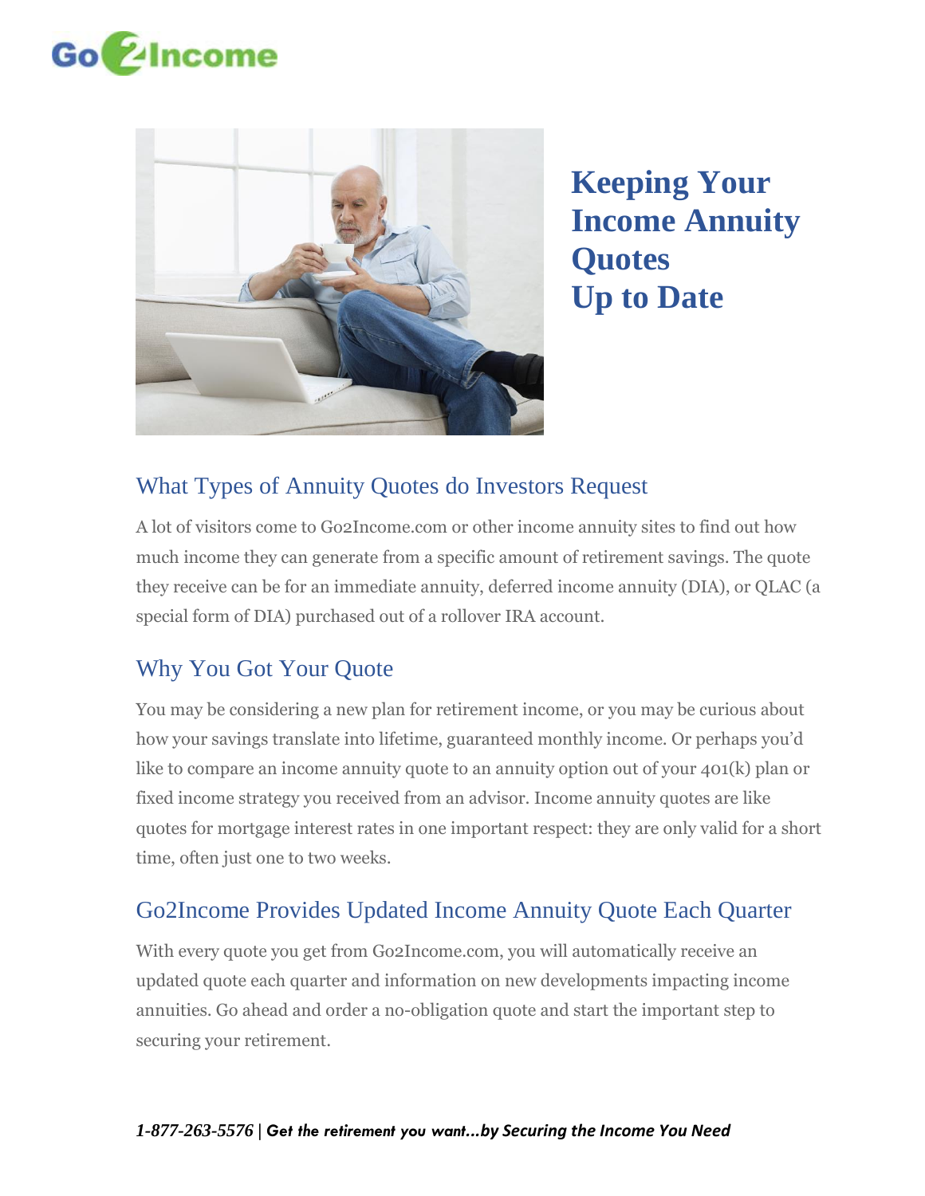# Keeping Your Income Annuity Quotes Up to Date

## What Types of Annuity Quotes do Investors Request

A lot of visitors come to Go2Income.com or other income annuity sites to find out how much income they can generate from a specific amount of retirement savings. The quote they receive can be for an immediate annuity, deferred income annuity (DIA), or QLAC (a special form of DIA) purchased out of a rollover IRA account.

## Why You Got Your Quote

You may be considering a new plan for retirement income, or you may be curious about how your savings translate into lifetime, guaranteed monthly income. Or perhaps you'd like to compare an income annuity quote to an annuity option out of your 401(k) plan or fixed income strategy you received from an advisor. Income annuity quotes are like quotes for mortgage interest rates in one important respect: they are only valid for a short time, often just one to two weeks.

## Go2Income Provides Updated Income Annuity Quote Each Quarter

With every quote you get from Go2Income.com, you will automatically receive an updated quote each quarter and information on new developments impacting income annuities. Go ahead and order a no-obligation quote and start the important step to securing your retirement.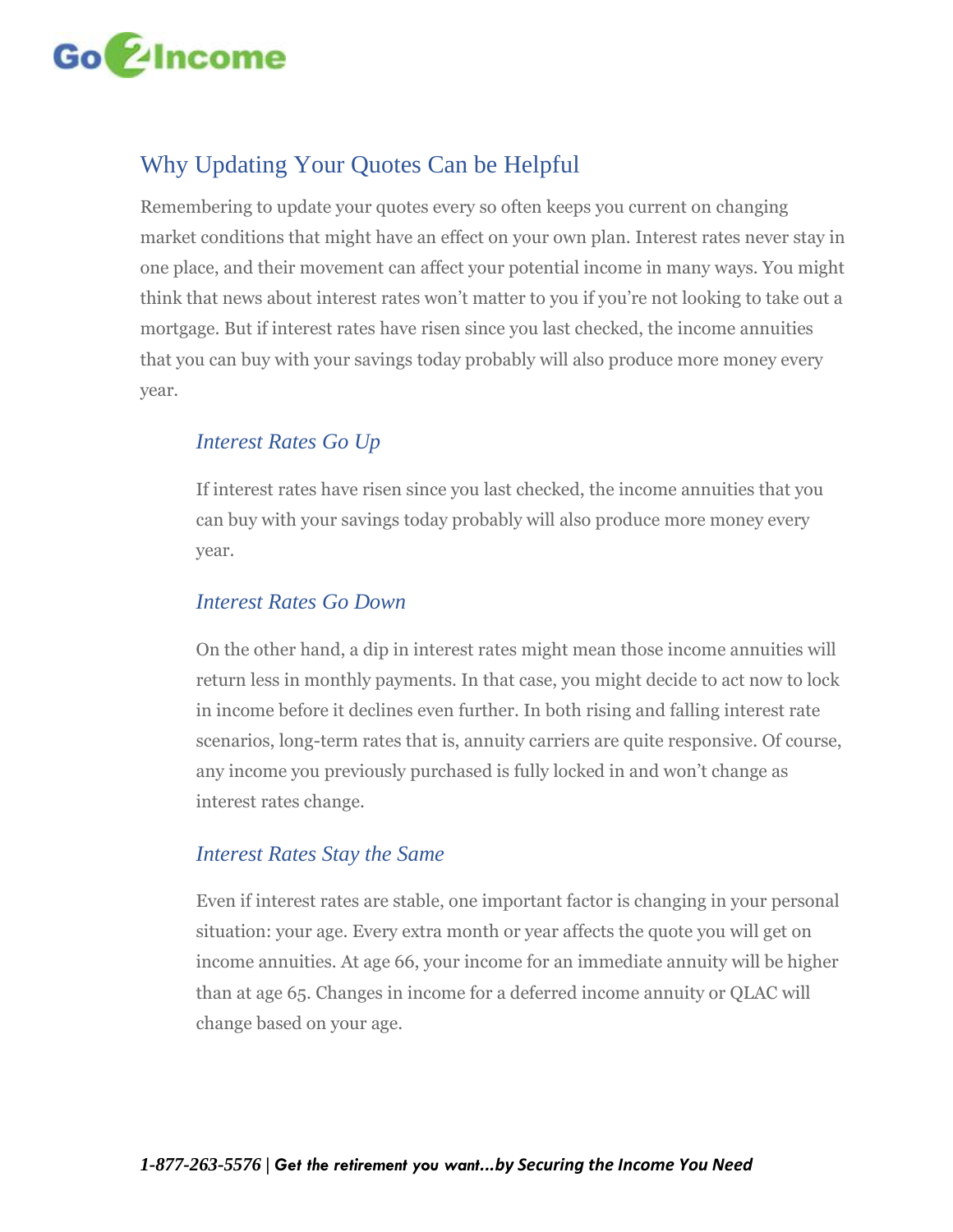## Why Updating Your Quotes Can be Helpful

Remembering to update your quotes every so often keeps you current on changing market conditions that might have an effect on your own plan. Interest rates never stay in one place, and their movement can affect your potential income in many ways. You might think that news about interest rates won't matter to you if you're not looking to take out a mortgage. But if interest rates have risen since you last checked, the income annuities that you can buy with your savings today probably will also produce more money every year.

### *Interest Rates Go Up*

If interest rates have risen since you last checked, the income annuities that you can buy with your savings today probably will also produce more money every year.

### *Interest Rates Go Down*

On the other hand, a dip in interest rates might mean those income annuities will return less in monthly payments. In that case, you might decide to act now to lock in income before it declines even further. In both rising and falling interest rate scenarios, long-term rates that is, annuity carriers are quite responsive. Of course, any income you previously purchased is fully locked in and won't change as interest rates change.

### *Interest Rates Stay the Same*

Even if interest rates are stable, one important factor is changing in your personal situation: your age. Every extra month or year affects the quote you will get on income annuities. At age 66, your income for an immediate annuity will be higher than at age 65. Changes in income for a deferred income annuity or QLAC will change based on your age.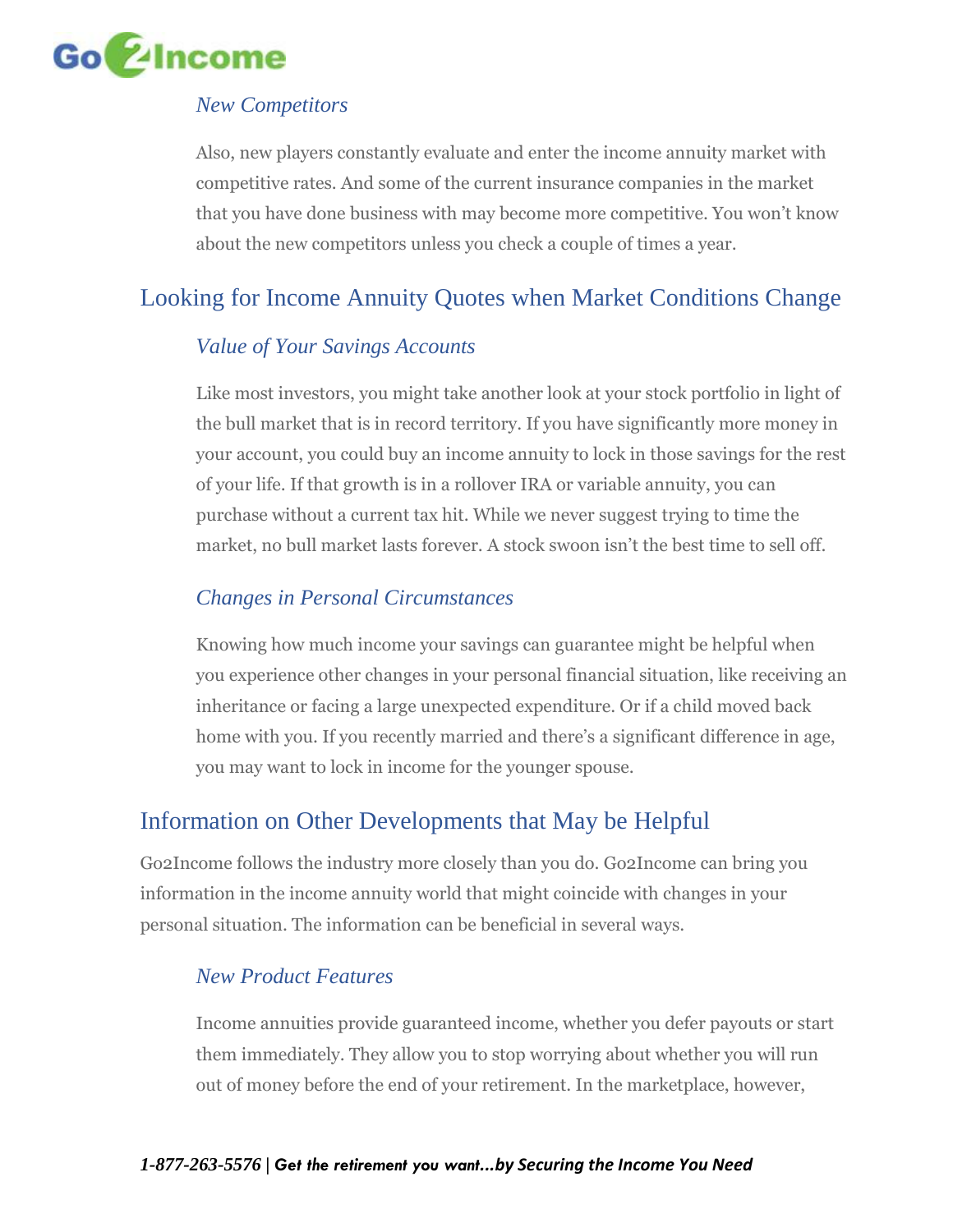### *New Competitors*

Also, new players constantly evaluate and enter the income annuity market with competitive rates. And some of the current insurance companies in the market that you have done business with may become more competitive. You won't know about the new competitors unless you check a couple of times a year.

## Looking for Income Annuity Quotes when Market Conditions Change

### *Value of Your Savings Accounts*

Like most investors, you might take another look at your stock portfolio in light of the bull market that is in record territory. If you have significantly more money in your account, you could buy an income annuity to lock in those savings for the rest of your life. If that growth is in a rollover IRA or variable annuity, you can purchase without a current tax hit. While we never suggest trying to time the market, no bull market lasts forever. A stock swoon isn't the best time to sell off.

### *Changes in Personal Circumstances*

Knowing how much income your savings can guarantee might be helpful when you experience other changes in your personal financial situation, like receiving an inheritance or facing a large unexpected expenditure. Or if a child moved back home with you. If you recently married and there's a significant difference in age, you may want to lock in income for the younger spouse.

## Information on Other Developments that May be Helpful

Go2Income follows the industry more closely than you do. Go2Income can bring you information in the income annuity world that might coincide with changes in your personal situation. The information can be beneficial in several ways.

### *New Product Features*

Income annuities provide guaranteed income, whether you defer payouts or start them immediately. They allow you to stop worrying about whether you will run out of money before the end of your retirement. In the marketplace, however,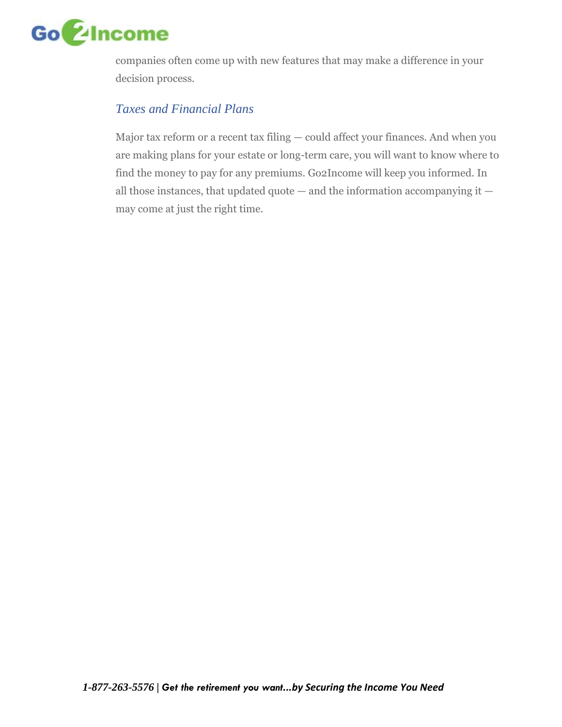companies often come up with new features that may make a difference in your decision process.

### *Taxes and Financial Plans*

Major tax reform or a recent tax filing — could affect your finances. And when you are making plans for your estate or long-term care, you will want to know where to find the money to pay for any premiums. Go2Income will keep you informed. In all those instances, that updated quote — and the information accompanying it — may come at just the right time.